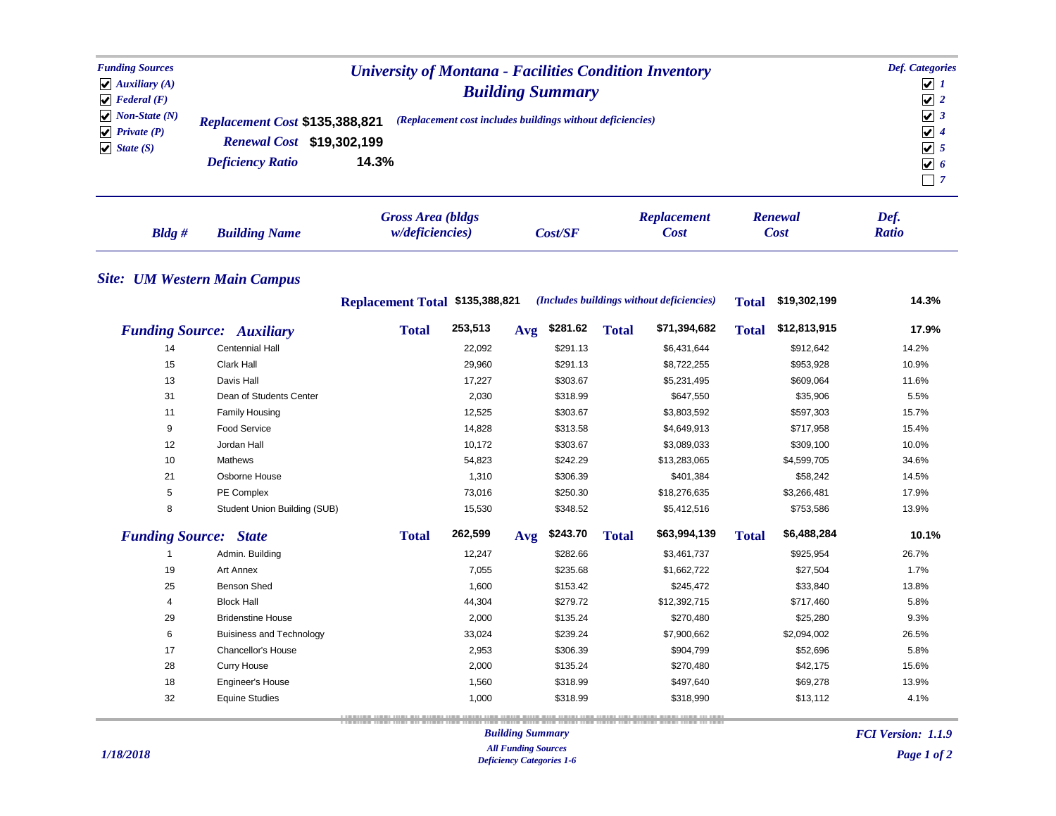# University of Montana - Facilities Condition Inventory

## Building Summary

**Funding Sources**
- ☑ Auxiliary (A)
- ☑ Federal (F)
- ☑ Non-State (N)
- ☑ Private (P)
- ☑ State (S)

**Def. Categories**
- ☑ 1
- ☑ 2
- ☑ 3
- ☑ 4
- ☑ 5
- ☑ 6
- ☐ 7

**Replacement Cost** $135,388,821 *(Replacement cost includes buildings without deficiencies)*

**Renewal Cost** $19,302,199

**Deficiency Ratio** 14.3%

### Site: UM Western Main Campus

**Replacement Total** $135,388,821 *(Includes buildings without deficiencies)* **Total** $19,302,199 — 14.3%

| Bldg # | Building Name | Gross Area (bldgs w/deficiencies) | Cost/SF | Replacement Cost | Renewal Cost | Def. Ratio |
|---|---|---|---|---|---|---|
| **Funding Source: Auxiliary** | **Total** | **253,513** | **Avg $281.62** | **Total $71,394,682** | **Total $12,813,915** | **17.9%** |
| 14 | Centennial Hall | 22,092 | $291.13 | $6,431,644 | $912,642 | 14.2% |
| 15 | Clark Hall | 29,960 | $291.13 | $8,722,255 | $953,928 | 10.9% |
| 13 | Davis Hall | 17,227 | $303.67 | $5,231,495 | $609,064 | 11.6% |
| 31 | Dean of Students Center | 2,030 | $318.99 | $647,550 | $35,906 | 5.5% |
| 11 | Family Housing | 12,525 | $303.67 | $3,803,592 | $597,303 | 15.7% |
| 9 | Food Service | 14,828 | $313.58 | $4,649,913 | $717,958 | 15.4% |
| 12 | Jordan Hall | 10,172 | $303.67 | $3,089,033 | $309,100 | 10.0% |
| 10 | Mathews | 54,823 | $242.29 | $13,283,065 | $4,599,705 | 34.6% |
| 21 | Osborne House | 1,310 | $306.39 | $401,384 | $58,242 | 14.5% |
| 5 | PE Complex | 73,016 | $250.30 | $18,276,635 | $3,266,481 | 17.9% |
| 8 | Student Union Building (SUB) | 15,530 | $348.52 | $5,412,516 | $753,586 | 13.9% |
| **Funding Source: State** | **Total** | **262,599** | **Avg $243.70** | **Total $63,994,139** | **Total $6,488,284** | **10.1%** |
| 1 | Admin. Building | 12,247 | $282.66 | $3,461,737 | $925,954 | 26.7% |
| 19 | Art Annex | 7,055 | $235.68 | $1,662,722 | $27,504 | 1.7% |
| 25 | Benson Shed | 1,600 | $153.42 | $245,472 | $33,840 | 13.8% |
| 4 | Block Hall | 44,304 | $279.72 | $12,392,715 | $717,460 | 5.8% |
| 29 | Bridenstine House | 2,000 | $135.24 | $270,480 | $25,280 | 9.3% |
| 6 | Buisiness and Technology | 33,024 | $239.24 | $7,900,662 | $2,094,002 | 26.5% |
| 17 | Chancellor's House | 2,953 | $306.39 | $904,799 | $52,696 | 5.8% |
| 28 | Curry House | 2,000 | $135.24 | $270,480 | $42,175 | 15.6% |
| 18 | Engineer's House | 1,560 | $318.99 | $497,640 | $69,278 | 13.9% |
| 32 | Equine Studies | 1,000 | $318.99 | $318,990 | $13,112 | 4.1% |

1/18/2018 — Building Summary — All Funding Sources — Deficiency Categories 1-6 — FCI Version: 1.1.9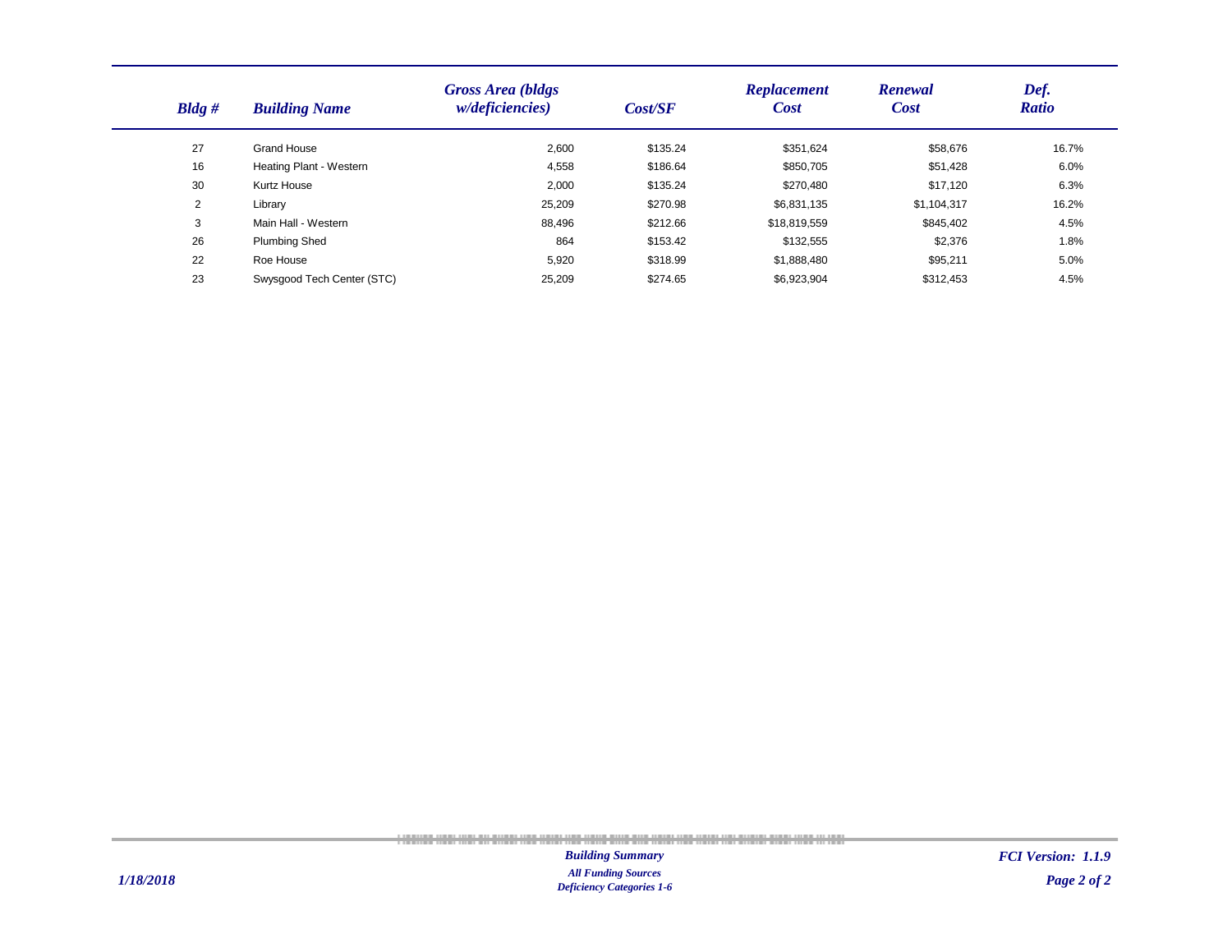| Bldg # | Building Name | Gross Area (bldgs w/deficiencies) | Cost/SF | Replacement Cost | Renewal Cost | Def. Ratio |
|---|---|---|---|---|---|---|
| 27 | Grand House | 2,600 | $135.24 | $351,624 | $58,676 | 16.7% |
| 16 | Heating Plant - Western | 4,558 | $186.64 | $850,705 | $51,428 | 6.0% |
| 30 | Kurtz House | 2,000 | $135.24 | $270,480 | $17,120 | 6.3% |
| 2 | Library | 25,209 | $270.98 | $6,831,135 | $1,104,317 | 16.2% |
| 3 | Main Hall - Western | 88,496 | $212.66 | $18,819,559 | $845,402 | 4.5% |
| 26 | Plumbing Shed | 864 | $153.42 | $132,555 | $2,376 | 1.8% |
| 22 | Roe House | 5,920 | $318.99 | $1,888,480 | $95,211 | 5.0% |
| 23 | Swysgood Tech Center (STC) | 25,209 | $274.65 | $6,923,904 | $312,453 | 4.5% |